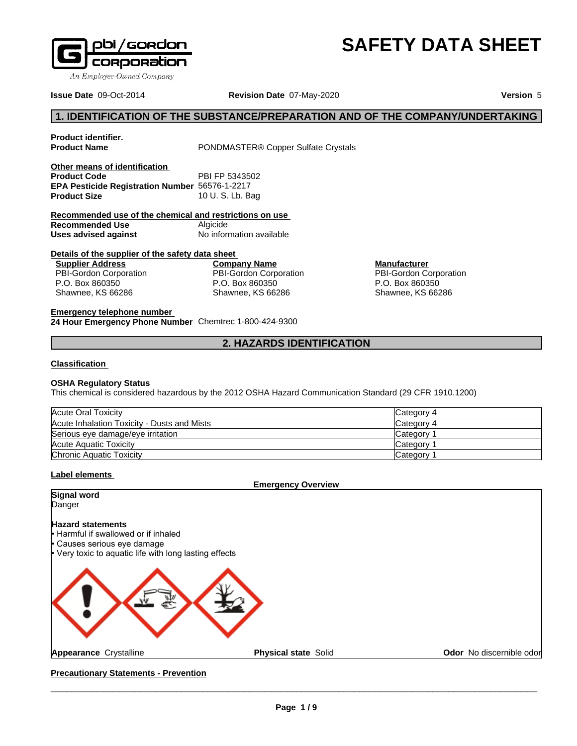pbi/gordon corporation
An Employee-Owned Company

# SAFETY DATA SHEET

**Issue Date** 09-Oct-2014 **Revision Date** 07-May-2020 **Version** 5

## 1. IDENTIFICATION OF THE SUBSTANCE/PREPARATION AND OF THE COMPANY/UNDERTAKING

**Product identifier.**

**Product Name** PONDMASTER® Copper Sulfate Crystals

**Other means of identification**

**Product Code** PBI FP 5343502

**EPA Pesticide Registration Number** 56576-1-2217

**Product Size** 10 U. S. Lb. Bag

**Recommended use of the chemical and restrictions on use**

**Recommended Use** Algicide

**Uses advised against** No information available

**Details of the supplier of the safety data sheet**

**Supplier Address**
PBI-Gordon Corporation
P.O. Box 860350
Shawnee, KS 66286

**Company Name**
PBI-Gordon Corporation
P.O. Box 860350
Shawnee, KS 66286

**Manufacturer**
PBI-Gordon Corporation
P.O. Box 860350
Shawnee, KS 66286

**Emergency telephone number**

**24 Hour Emergency Phone Number** Chemtrec 1-800-424-9300

## 2. HAZARDS IDENTIFICATION

**Classification**

**OSHA Regulatory Status**

This chemical is considered hazardous by the 2012 OSHA Hazard Communication Standard (29 CFR 1910.1200)

| | |
|---|---|
| Acute Oral Toxicity | Category 4 |
| Acute Inhalation Toxicity - Dusts and Mists | Category 4 |
| Serious eye damage/eye irritation | Category 1 |
| Acute Aquatic Toxicity | Category 1 |
| Chronic Aquatic Toxicity | Category 1 |

**Label elements**

**Emergency Overview**

**Signal word**

Danger

**Hazard statements**

- Harmful if swallowed or if inhaled
- Causes serious eye damage
- Very toxic to aquatic life with long lasting effects

**Appearance** Crystalline **Physical state** Solid **Odor** No discernible odor

**Precautionary Statements - Prevention**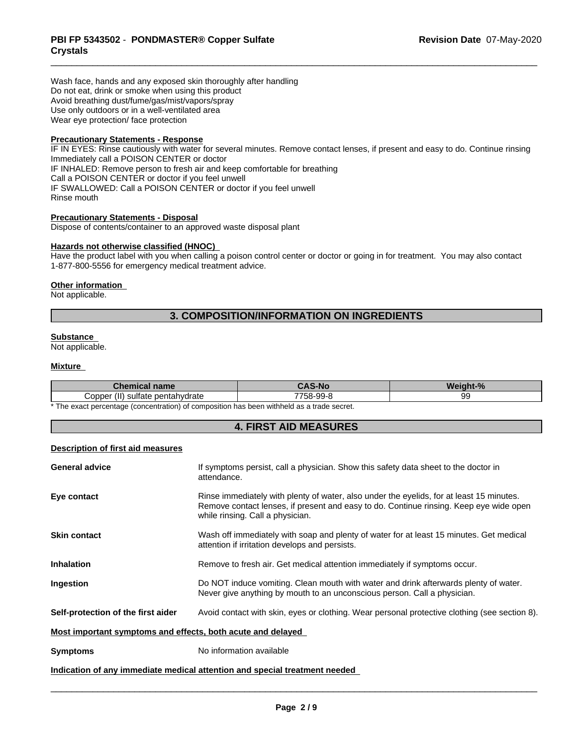Wash face, hands and any exposed skin thoroughly after handling
Do not eat, drink or smoke when using this product
Avoid breathing dust/fume/gas/mist/vapors/spray
Use only outdoors or in a well-ventilated area
Wear eye protection/ face protection

**Precautionary Statements - Response**

IF IN EYES: Rinse cautiously with water for several minutes. Remove contact lenses, if present and easy to do. Continue rinsing
Immediately call a POISON CENTER or doctor
IF INHALED: Remove person to fresh air and keep comfortable for breathing
Call a POISON CENTER or doctor if you feel unwell
IF SWALLOWED: Call a POISON CENTER or doctor if you feel unwell
Rinse mouth

**Precautionary Statements - Disposal**

Dispose of contents/container to an approved waste disposal plant

**Hazards not otherwise classified (HNOC)**

Have the product label with you when calling a poison control center or doctor or going in for treatment. You may also contact 1-877-800-5556 for emergency medical treatment advice.

**Other information**

Not applicable.

## 3. COMPOSITION/INFORMATION ON INGREDIENTS

**Substance**

Not applicable.

**Mixture**

| Chemical name | CAS-No | Weight-% |
|---|---|---|
| Copper (II) sulfate pentahydrate | 7758-99-8 | 99 |

* The exact percentage (concentration) of composition has been withheld as a trade secret.

## 4. FIRST AID MEASURES

**Description of first aid measures**

**General advice** — If symptoms persist, call a physician. Show this safety data sheet to the doctor in attendance.

**Eye contact** — Rinse immediately with plenty of water, also under the eyelids, for at least 15 minutes. Remove contact lenses, if present and easy to do. Continue rinsing. Keep eye wide open while rinsing. Call a physician.

**Skin contact** — Wash off immediately with soap and plenty of water for at least 15 minutes. Get medical attention if irritation develops and persists.

**Inhalation** — Remove to fresh air. Get medical attention immediately if symptoms occur.

**Ingestion** — Do NOT induce vomiting. Clean mouth with water and drink afterwards plenty of water. Never give anything by mouth to an unconscious person. Call a physician.

**Self-protection of the first aider** — Avoid contact with skin, eyes or clothing. Wear personal protective clothing (see section 8).

**Most important symptoms and effects, both acute and delayed**

**Symptoms** — No information available

**Indication of any immediate medical attention and special treatment needed**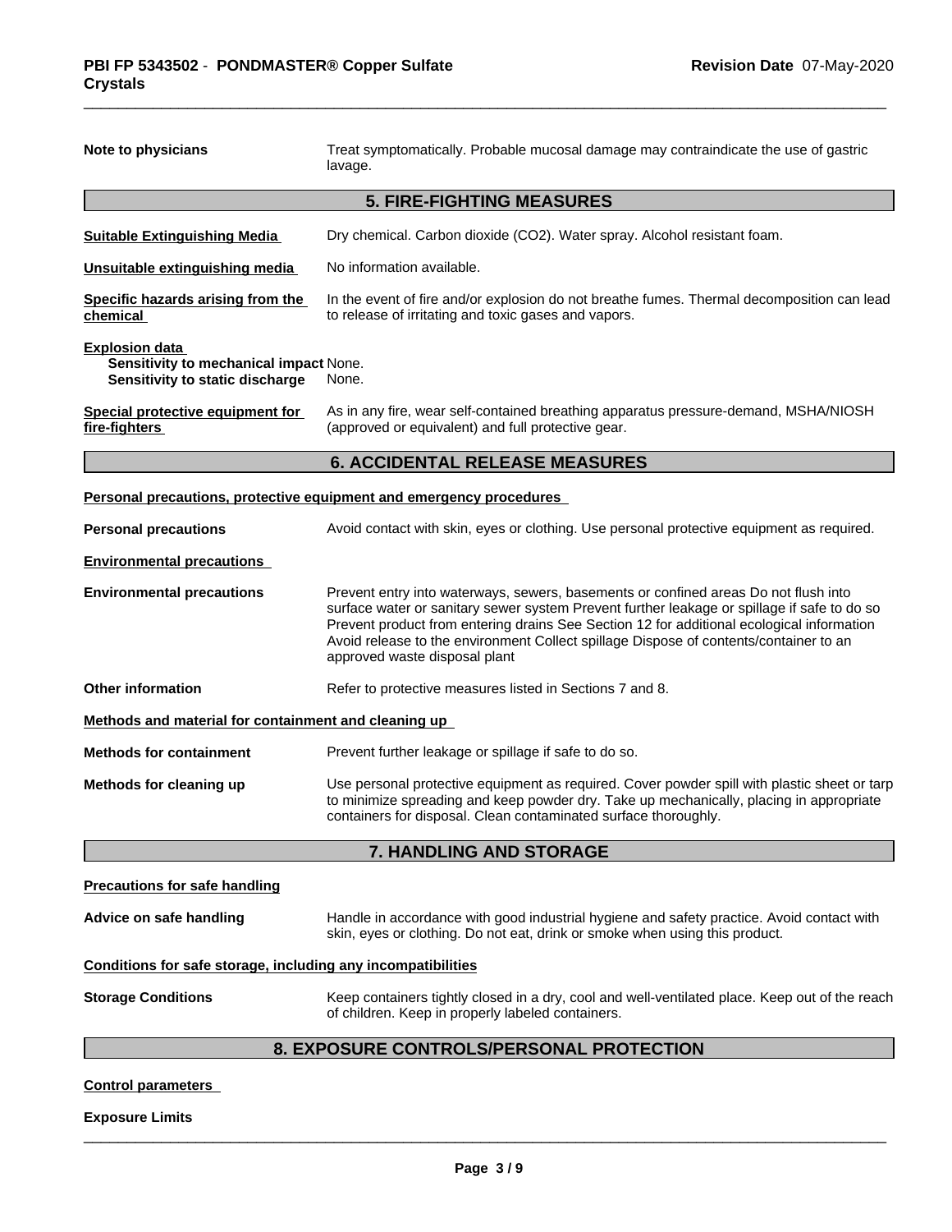**Note to physicians** Treat symptomatically. Probable mucosal damage may contraindicate the use of gastric lavage.

## 5. FIRE-FIGHTING MEASURES

**Suitable Extinguishing Media** Dry chemical. Carbon dioxide ($CO_2$). Water spray. Alcohol resistant foam.

**Unsuitable extinguishing media** No information available.

**Specific hazards arising from the chemical** In the event of fire and/or explosion do not breathe fumes. Thermal decomposition can lead to release of irritating and toxic gases and vapors.

**Explosion data**
**Sensitivity to mechanical impact** None.
**Sensitivity to static discharge** None.

**Special protective equipment for fire-fighters** As in any fire, wear self-contained breathing apparatus pressure-demand, MSHA/NIOSH (approved or equivalent) and full protective gear.

## 6. ACCIDENTAL RELEASE MEASURES

**Personal precautions, protective equipment and emergency procedures**

**Personal precautions** Avoid contact with skin, eyes or clothing. Use personal protective equipment as required.

**Environmental precautions**

**Environmental precautions** Prevent entry into waterways, sewers, basements or confined areas Do not flush into surface water or sanitary sewer system Prevent further leakage or spillage if safe to do so Prevent product from entering drains See Section 12 for additional ecological information Avoid release to the environment Collect spillage Dispose of contents/container to an approved waste disposal plant

**Other information** Refer to protective measures listed in Sections 7 and 8.

**Methods and material for containment and cleaning up**

**Methods for containment** Prevent further leakage or spillage if safe to do so.

**Methods for cleaning up** Use personal protective equipment as required. Cover powder spill with plastic sheet or tarp to minimize spreading and keep powder dry. Take up mechanically, placing in appropriate containers for disposal. Clean contaminated surface thoroughly.

## 7. HANDLING AND STORAGE

**Precautions for safe handling**

**Advice on safe handling** Handle in accordance with good industrial hygiene and safety practice. Avoid contact with skin, eyes or clothing. Do not eat, drink or smoke when using this product.

**Conditions for safe storage, including any incompatibilities**

**Storage Conditions** Keep containers tightly closed in a dry, cool and well-ventilated place. Keep out of the reach of children. Keep in properly labeled containers.

## 8. EXPOSURE CONTROLS/PERSONAL PROTECTION

**Control parameters**

**Exposure Limits**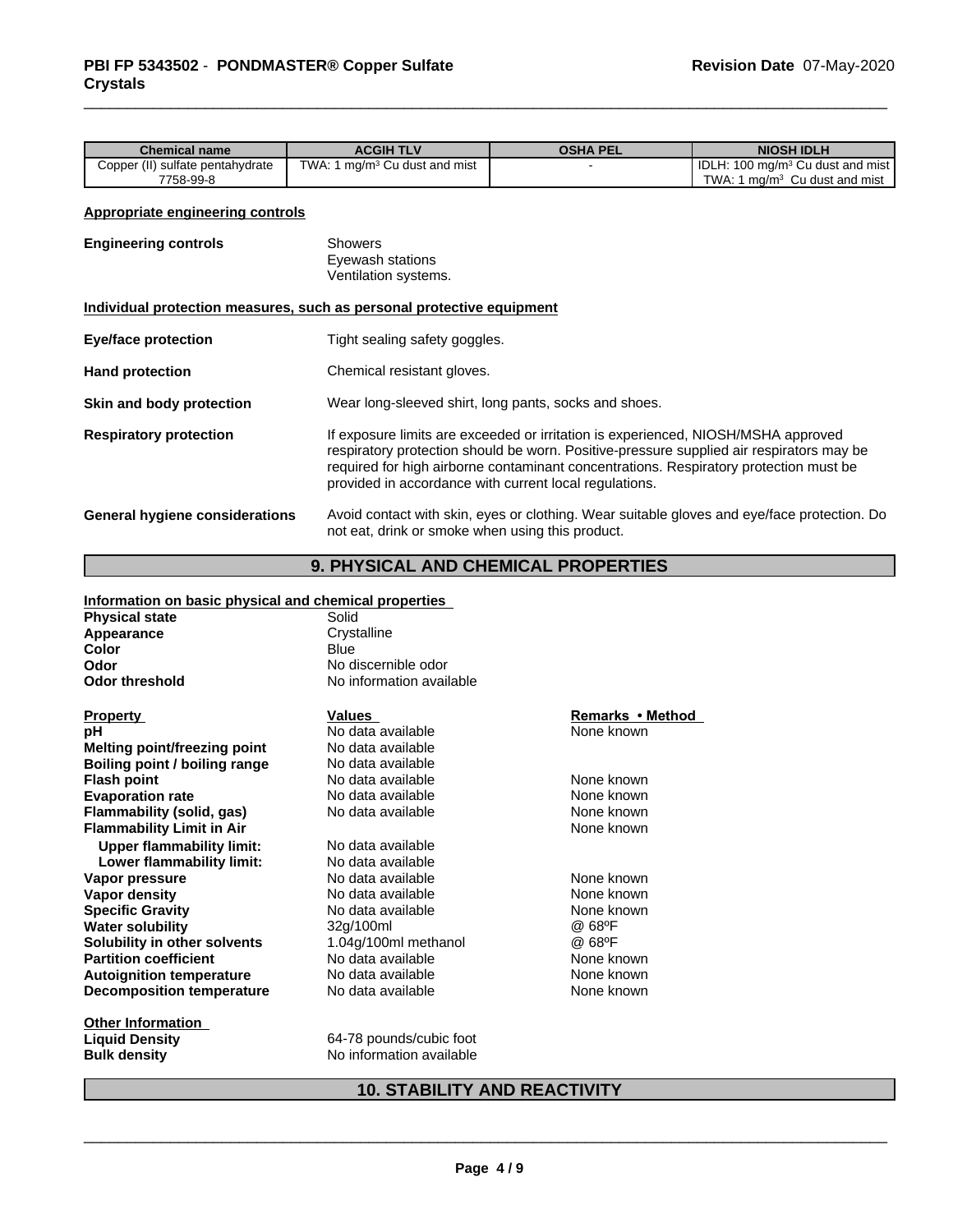| Chemical name | ACGIH TLV | OSHA PEL | NIOSH IDLH |
| --- | --- | --- | --- |
| Copper (II) sulfate pentahydrate 7758-99-8 | TWA: 1 mg/m³ Cu dust and mist | - | IDLH: 100 mg/m³ Cu dust and mist TWA: 1 mg/m³ Cu dust and mist |

**Appropriate engineering controls**

**Engineering controls** Showers
Eyewash stations
Ventilation systems.

**Individual protection measures, such as personal protective equipment**

**Eye/face protection** Tight sealing safety goggles.

**Hand protection** Chemical resistant gloves.

**Skin and body protection** Wear long-sleeved shirt, long pants, socks and shoes.

**Respiratory protection** If exposure limits are exceeded or irritation is experienced, NIOSH/MSHA approved respiratory protection should be worn. Positive-pressure supplied air respirators may be required for high airborne contaminant concentrations. Respiratory protection must be provided in accordance with current local regulations.

**General hygiene considerations** Avoid contact with skin, eyes or clothing. Wear suitable gloves and eye/face protection. Do not eat, drink or smoke when using this product.

## 9. PHYSICAL AND CHEMICAL PROPERTIES

**Information on basic physical and chemical properties**

| | |
| --- | --- |
| **Physical state** | Solid |
| **Appearance** | Crystalline |
| **Color** | Blue |
| **Odor** | No discernible odor |
| **Odor threshold** | No information available |

| Property | Values | Remarks • Method |
| --- | --- | --- |
| **pH** | No data available | None known |
| **Melting point/freezing point** | No data available | |
| **Boiling point / boiling range** | No data available | |
| **Flash point** | No data available | None known |
| **Evaporation rate** | No data available | None known |
| **Flammability (solid, gas)** | No data available | None known |
| **Flammability Limit in Air** | | None known |
| **Upper flammability limit:** | No data available | |
| **Lower flammability limit:** | No data available | |
| **Vapor pressure** | No data available | None known |
| **Vapor density** | No data available | None known |
| **Specific Gravity** | No data available | None known |
| **Water solubility** | 32g/100ml | @ 68ºF |
| **Solubility in other solvents** | 1.04g/100ml methanol | @ 68ºF |
| **Partition coefficient** | No data available | None known |
| **Autoignition temperature** | No data available | None known |
| **Decomposition temperature** | No data available | None known |

**Other Information**

| | |
| --- | --- |
| **Liquid Density** | 64-78 pounds/cubic foot |
| **Bulk density** | No information available |

## 10. STABILITY AND REACTIVITY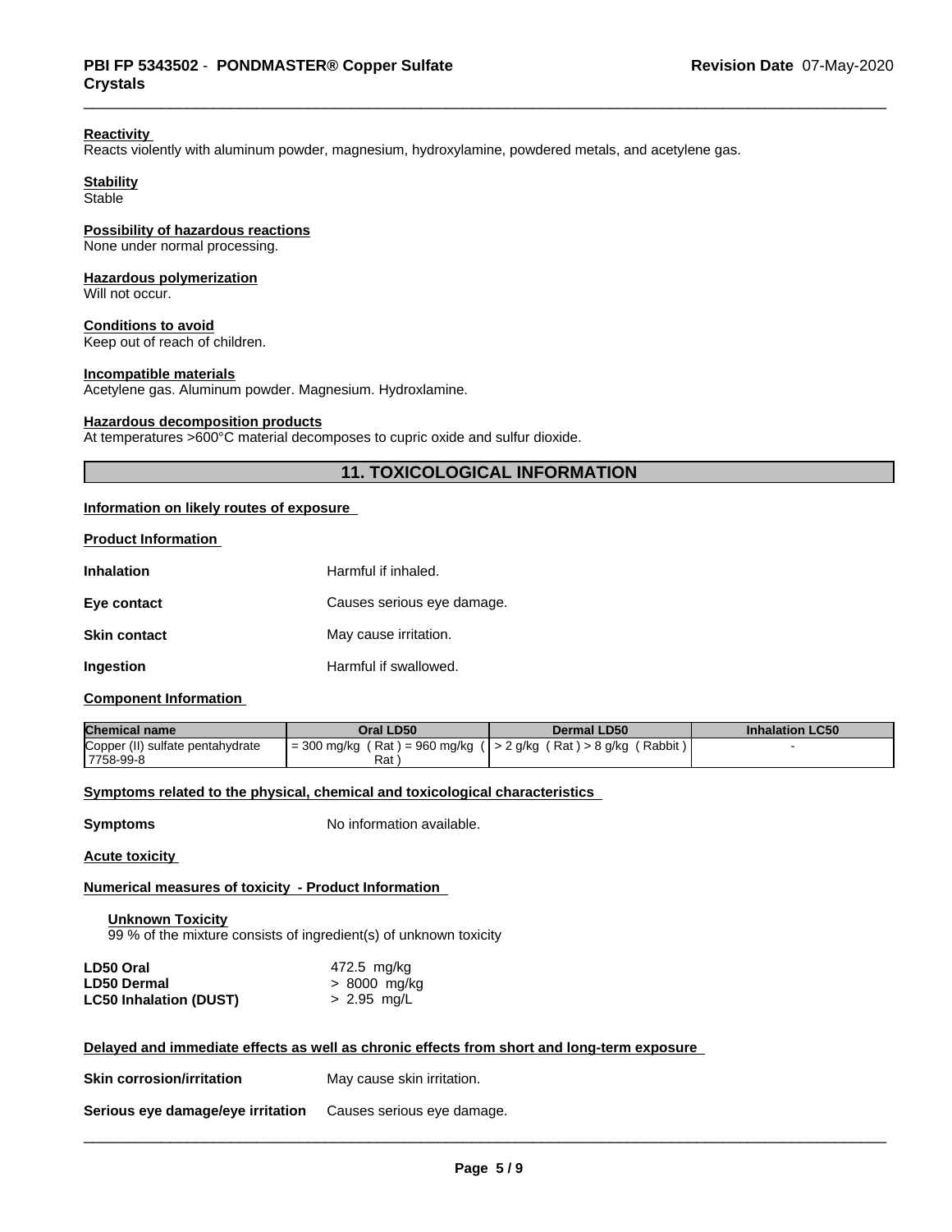**Reactivity**
Reacts violently with aluminum powder, magnesium, hydroxylamine, powdered metals, and acetylene gas.

**Stability**
Stable

**Possibility of hazardous reactions**
None under normal processing.

**Hazardous polymerization**
Will not occur.

**Conditions to avoid**
Keep out of reach of children.

**Incompatible materials**
Acetylene gas. Aluminum powder. Magnesium. Hydroxlamine.

**Hazardous decomposition products**
At temperatures >600°C material decomposes to cupric oxide and sulfur dioxide.

## 11. TOXICOLOGICAL INFORMATION

**Information on likely routes of exposure**

**Product Information**

**Inhalation** Harmful if inhaled.

**Eye contact** Causes serious eye damage.

**Skin contact** May cause irritation.

**Ingestion** Harmful if swallowed.

**Component Information**

| Chemical name | Oral LD50 | Dermal LD50 | Inhalation LC50 |
|---|---|---|---|
| Copper (II) sulfate pentahydrate 7758-99-8 | = 300 mg/kg ( Rat ) = 960 mg/kg ( Rat ) | > 2 g/kg ( Rat ) > 8 g/kg ( Rabbit ) | - |

**Symptoms related to the physical, chemical and toxicological characteristics**

**Symptoms** No information available.

**Acute toxicity**

**Numerical measures of toxicity - Product Information**

**Unknown Toxicity**
99 % of the mixture consists of ingredient(s) of unknown toxicity

**LD50 Oral** 472.5 mg/kg
**LD50 Dermal** > 8000 mg/kg
**LC50 Inhalation (DUST)** > 2.95 mg/L

**Delayed and immediate effects as well as chronic effects from short and long-term exposure**

**Skin corrosion/irritation** May cause skin irritation.

**Serious eye damage/eye irritation** Causes serious eye damage.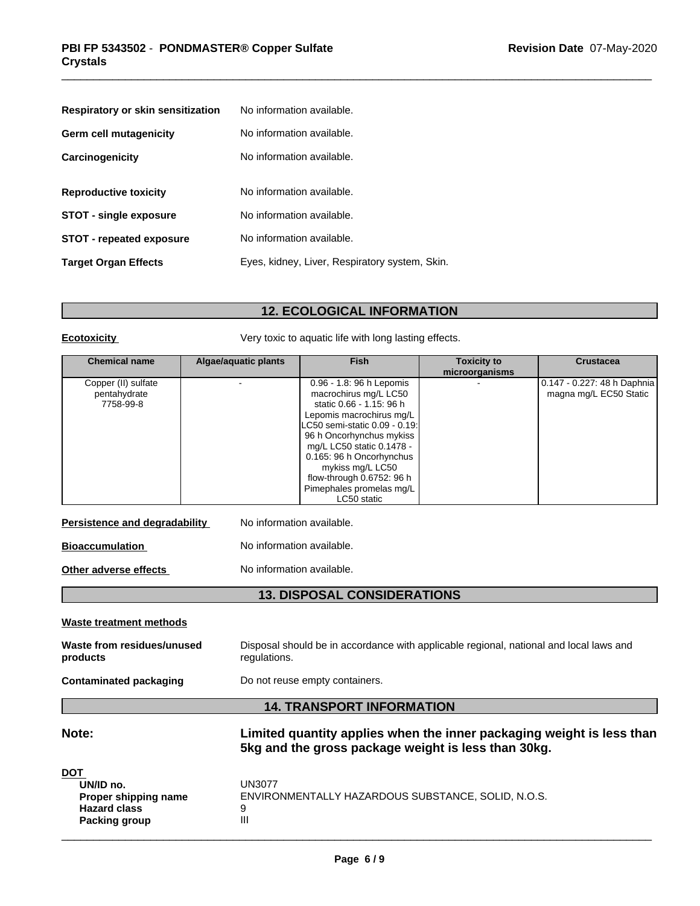**Respiratory or skin sensitization** No information available.

**Germ cell mutagenicity** No information available.

**Carcinogenicity** No information available.

**Reproductive toxicity** No information available.

**STOT - single exposure** No information available.

**STOT - repeated exposure** No information available.

**Target Organ Effects** Eyes, kidney, Liver, Respiratory system, Skin.

## 12. ECOLOGICAL INFORMATION

**Ecotoxicity** Very toxic to aquatic life with long lasting effects.

| Chemical name | Algae/aquatic plants | Fish | Toxicity to microorganisms | Crustacea |
|---|---|---|---|---|
| Copper (II) sulfate pentahydrate 7758-99-8 | - | 0.96 - 1.8: 96 h Lepomis macrochirus mg/L LC50 static 0.66 - 1.15: 96 h Lepomis macrochirus mg/L LC50 semi-static 0.09 - 0.19: 96 h Oncorhynchus mykiss mg/L LC50 static 0.1478 - 0.165: 96 h Oncorhynchus mykiss mg/L LC50 flow-through 0.6752: 96 h Pimephales promelas mg/L LC50 static | - | 0.147 - 0.227: 48 h Daphnia magna mg/L EC50 Static |

**Persistence and degradability** No information available.

**Bioaccumulation** No information available.

**Other adverse effects** No information available.

## 13. DISPOSAL CONSIDERATIONS

**Waste treatment methods**

**Waste from residues/unused products** Disposal should be in accordance with applicable regional, national and local laws and regulations.

**Contaminated packaging** Do not reuse empty containers.

## 14. TRANSPORT INFORMATION

**Note:** **Limited quantity applies when the inner packaging weight is less than 5kg and the gross package weight is less than 30kg.**

**DOT**

**UN/ID no.** UN3077
**Proper shipping name** ENVIRONMENTALLY HAZARDOUS SUBSTANCE, SOLID, N.O.S.
**Hazard class** 9
**Packing group** III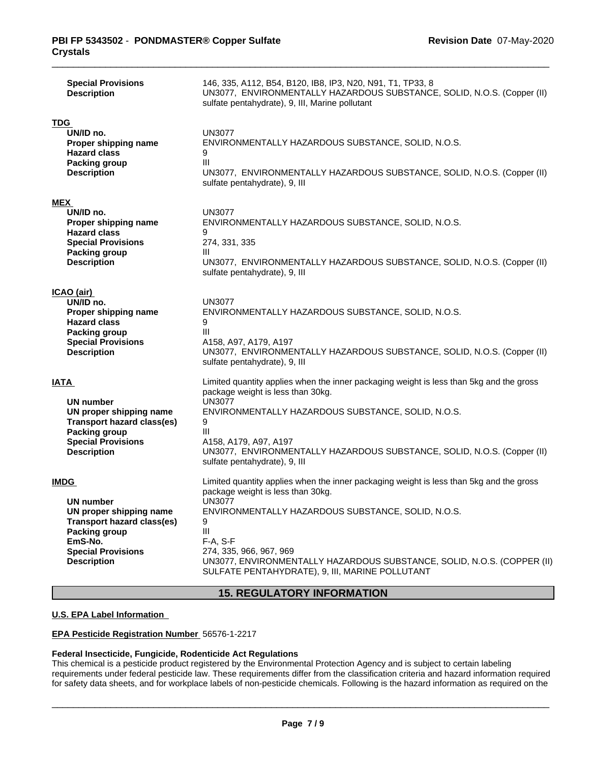| | |
|---|---|
| **Special Provisions** | 146, 335, A112, B54, B120, IB8, IP3, N20, N91, T1, TP33, 8 |
| **Description** | UN3077, ENVIRONMENTALLY HAZARDOUS SUBSTANCE, SOLID, N.O.S. (Copper (II) sulfate pentahydrate), 9, III, Marine pollutant |

**TDG**

| | |
|---|---|
| **UN/ID no.** | UN3077 |
| **Proper shipping name** | ENVIRONMENTALLY HAZARDOUS SUBSTANCE, SOLID, N.O.S. |
| **Hazard class** | 9 |
| **Packing group** | III |
| **Description** | UN3077, ENVIRONMENTALLY HAZARDOUS SUBSTANCE, SOLID, N.O.S. (Copper (II) sulfate pentahydrate), 9, III |

**MEX**

| | |
|---|---|
| **UN/ID no.** | UN3077 |
| **Proper shipping name** | ENVIRONMENTALLY HAZARDOUS SUBSTANCE, SOLID, N.O.S. |
| **Hazard class** | 9 |
| **Special Provisions** | 274, 331, 335 |
| **Packing group** | III |
| **Description** | UN3077, ENVIRONMENTALLY HAZARDOUS SUBSTANCE, SOLID, N.O.S. (Copper (II) sulfate pentahydrate), 9, III |

**ICAO (air)**

| | |
|---|---|
| **UN/ID no.** | UN3077 |
| **Proper shipping name** | ENVIRONMENTALLY HAZARDOUS SUBSTANCE, SOLID, N.O.S. |
| **Hazard class** | 9 |
| **Packing group** | III |
| **Special Provisions** | A158, A97, A179, A197 |
| **Description** | UN3077, ENVIRONMENTALLY HAZARDOUS SUBSTANCE, SOLID, N.O.S. (Copper (II) sulfate pentahydrate), 9, III |

**IATA**

Limited quantity applies when the inner packaging weight is less than 5kg and the gross package weight is less than 30kg.

| | |
|---|---|
| **UN number** | UN3077 |
| **UN proper shipping name** | ENVIRONMENTALLY HAZARDOUS SUBSTANCE, SOLID, N.O.S. |
| **Transport hazard class(es)** | 9 |
| **Packing group** | III |
| **Special Provisions** | A158, A179, A97, A197 |
| **Description** | UN3077, ENVIRONMENTALLY HAZARDOUS SUBSTANCE, SOLID, N.O.S. (Copper (II) sulfate pentahydrate), 9, III |

**IMDG**

Limited quantity applies when the inner packaging weight is less than 5kg and the gross package weight is less than 30kg.

| | |
|---|---|
| **UN number** | UN3077 |
| **UN proper shipping name** | ENVIRONMENTALLY HAZARDOUS SUBSTANCE, SOLID, N.O.S. |
| **Transport hazard class(es)** | 9 |
| **Packing group** | III |
| **EmS-No.** | F-A, S-F |
| **Special Provisions** | 274, 335, 966, 967, 969 |
| **Description** | UN3077, ENVIRONMENTALLY HAZARDOUS SUBSTANCE, SOLID, N.O.S. (COPPER (II) SULFATE PENTAHYDRATE), 9, III, MARINE POLLUTANT |

## 15. REGULATORY INFORMATION

**U.S. EPA Label Information**

**EPA Pesticide Registration Number** 56576-1-2217

**Federal Insecticide, Fungicide, Rodenticide Act Regulations**

This chemical is a pesticide product registered by the Environmental Protection Agency and is subject to certain labeling requirements under federal pesticide law. These requirements differ from the classification criteria and hazard information required for safety data sheets, and for workplace labels of non-pesticide chemicals. Following is the hazard information as required on the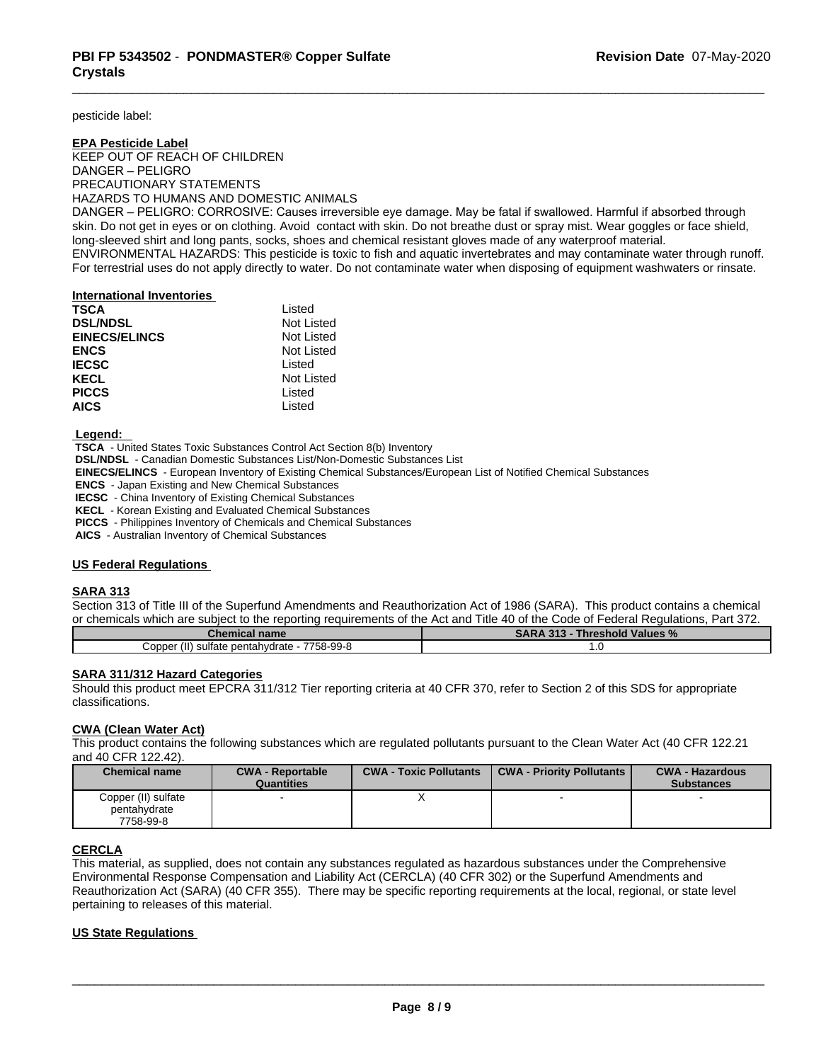pesticide label:

**EPA Pesticide Label**

KEEP OUT OF REACH OF CHILDREN
DANGER – PELIGRO
PRECAUTIONARY STATEMENTS
HAZARDS TO HUMANS AND DOMESTIC ANIMALS
DANGER – PELIGRO: CORROSIVE: Causes irreversible eye damage. May be fatal if swallowed. Harmful if absorbed through skin. Do not get in eyes or on clothing. Avoid contact with skin. Do not breathe dust or spray mist. Wear goggles or face shield, long-sleeved shirt and long pants, socks, shoes and chemical resistant gloves made of any waterproof material.
ENVIRONMENTAL HAZARDS: This pesticide is toxic to fish and aquatic invertebrates and may contaminate water through runoff. For terrestrial uses do not apply directly to water. Do not contaminate water when disposing of equipment washwaters or rinsate.

**International Inventories**

| | |
|---|---|
| **TSCA** | Listed |
| **DSL/NDSL** | Not Listed |
| **EINECS/ELINCS** | Not Listed |
| **ENCS** | Not Listed |
| **IECSC** | Listed |
| **KECL** | Not Listed |
| **PICCS** | Listed |
| **AICS** | Listed |

**Legend:**

**TSCA** - United States Toxic Substances Control Act Section 8(b) Inventory
**DSL/NDSL** - Canadian Domestic Substances List/Non-Domestic Substances List
**EINECS/ELINCS** - European Inventory of Existing Chemical Substances/European List of Notified Chemical Substances
**ENCS** - Japan Existing and New Chemical Substances
**IECSC** - China Inventory of Existing Chemical Substances
**KECL** - Korean Existing and Evaluated Chemical Substances
**PICCS** - Philippines Inventory of Chemicals and Chemical Substances
**AICS** - Australian Inventory of Chemical Substances

## US Federal Regulations

**SARA 313**

Section 313 of Title III of the Superfund Amendments and Reauthorization Act of 1986 (SARA). This product contains a chemical or chemicals which are subject to the reporting requirements of the Act and Title 40 of the Code of Federal Regulations, Part 372.

| Chemical name | SARA 313 - Threshold Values % |
|---|---|
| Copper (II) sulfate pentahydrate - 7758-99-8 | 1.0 |

**SARA 311/312 Hazard Categories**

Should this product meet EPCRA 311/312 Tier reporting criteria at 40 CFR 370, refer to Section 2 of this SDS for appropriate classifications.

**CWA (Clean Water Act)**

This product contains the following substances which are regulated pollutants pursuant to the Clean Water Act (40 CFR 122.21 and 40 CFR 122.42).

| Chemical name | CWA - Reportable Quantities | CWA - Toxic Pollutants | CWA - Priority Pollutants | CWA - Hazardous Substances |
|---|---|---|---|---|
| Copper (II) sulfate pentahydrate 7758-99-8 | - | X | - | - |

**CERCLA**

This material, as supplied, does not contain any substances regulated as hazardous substances under the Comprehensive Environmental Response Compensation and Liability Act (CERCLA) (40 CFR 302) or the Superfund Amendments and Reauthorization Act (SARA) (40 CFR 355). There may be specific reporting requirements at the local, regional, or state level pertaining to releases of this material.

## US State Regulations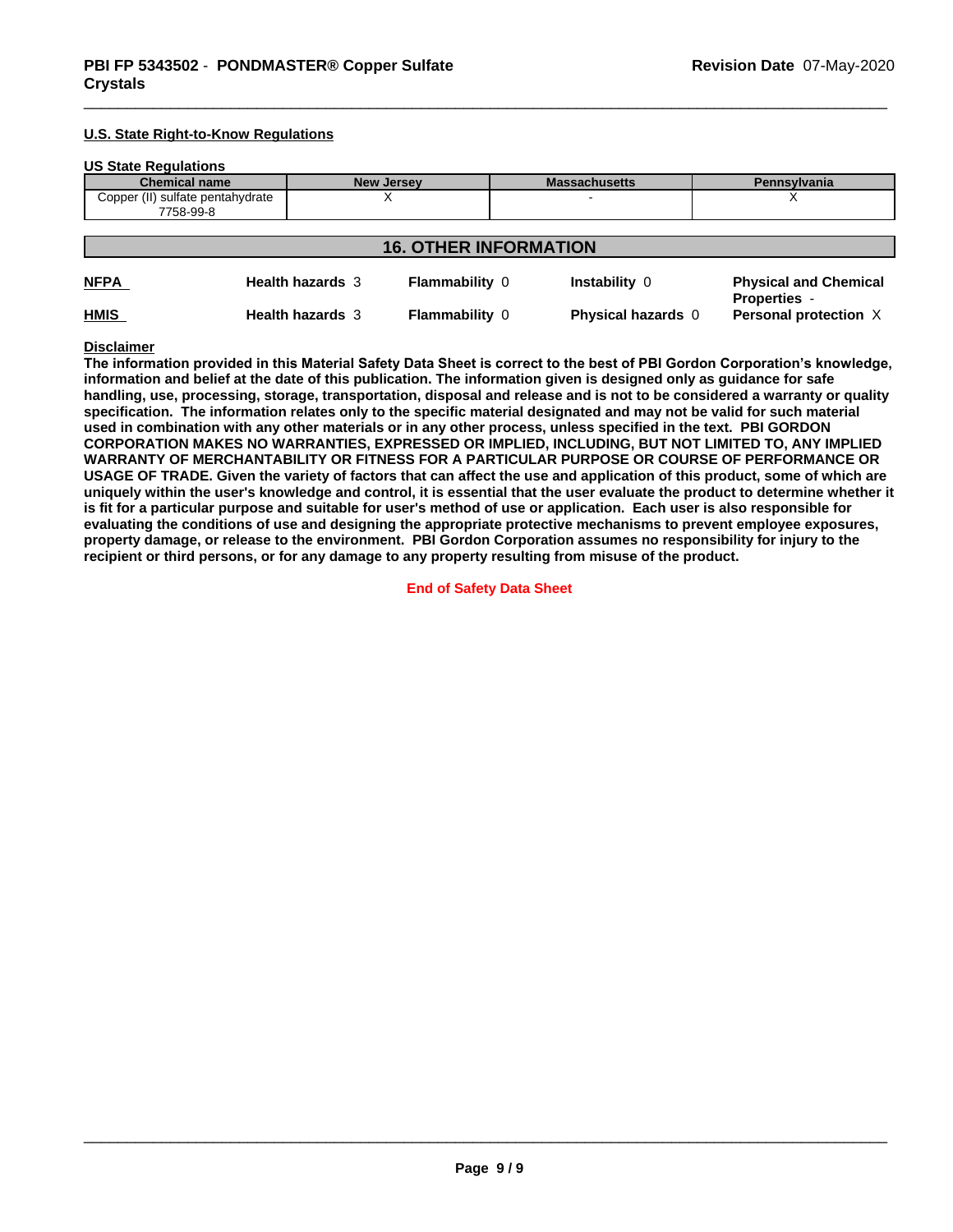#### U.S. State Right-to-Know Regulations

**US State Regulations**

| Chemical name | New Jersey | Massachusetts | Pennsylvania |
|---|---|---|---|
| Copper (II) sulfate pentahydrate<br>7758-99-8 | X | - | X |

## 16. OTHER INFORMATION

| | | | | |
|---|---|---|---|---|
| **NFPA** | **Health hazards** 3 | **Flammability** 0 | **Instability** 0 | **Physical and Chemical Properties** - |
| **HMIS** | **Health hazards** 3 | **Flammability** 0 | **Physical hazards** 0 | **Personal protection** X |

**Disclaimer**

**The information provided in this Material Safety Data Sheet is correct to the best of PBI Gordon Corporation's knowledge, information and belief at the date of this publication. The information given is designed only as guidance for safe handling, use, processing, storage, transportation, disposal and release and is not to be considered a warranty or quality specification. The information relates only to the specific material designated and may not be valid for such material used in combination with any other materials or in any other process, unless specified in the text. PBI GORDON CORPORATION MAKES NO WARRANTIES, EXPRESSED OR IMPLIED, INCLUDING, BUT NOT LIMITED TO, ANY IMPLIED WARRANTY OF MERCHANTABILITY OR FITNESS FOR A PARTICULAR PURPOSE OR COURSE OF PERFORMANCE OR USAGE OF TRADE. Given the variety of factors that can affect the use and application of this product, some of which are uniquely within the user's knowledge and control, it is essential that the user evaluate the product to determine whether it is fit for a particular purpose and suitable for user's method of use or application. Each user is also responsible for evaluating the conditions of use and designing the appropriate protective mechanisms to prevent employee exposures, property damage, or release to the environment. PBI Gordon Corporation assumes no responsibility for injury to the recipient or third persons, or for any damage to any property resulting from misuse of the product.**

**End of Safety Data Sheet**